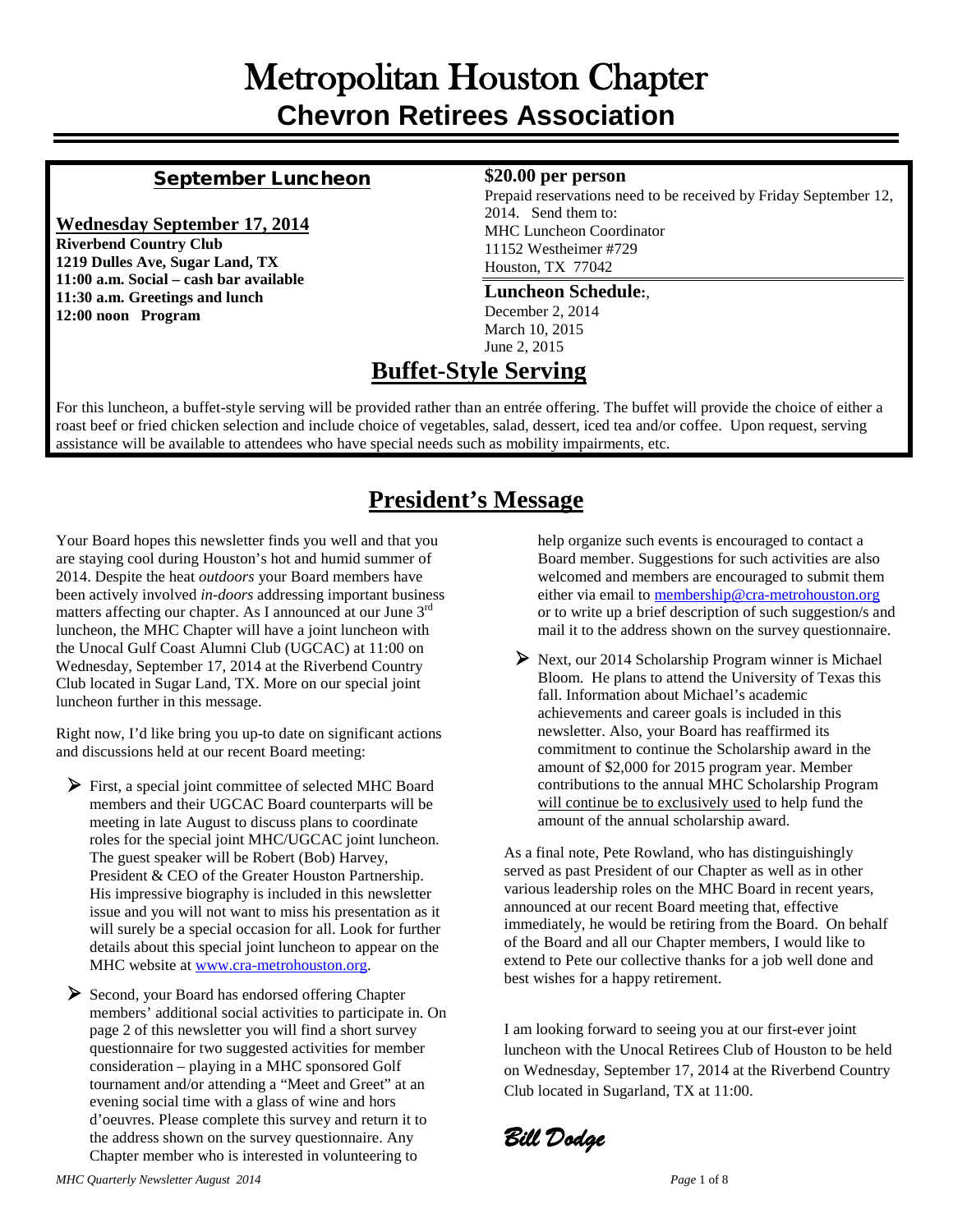# Metropolitan Houston Chapter
## Chevron Retirees Association

### September Luncheon

**Wednesday September 17, 2014**
**Riverbend Country Club**
**1219 Dulles Ave, Sugar Land, TX**
**11:00 a.m. Social – cash bar available**
**11:30 a.m. Greetings and lunch**
**12:00 noon Program**

**$20.00 per person**
Prepaid reservations need to be received by Friday September 12, 2014. Send them to:
MHC Luncheon Coordinator
11152 Westheimer #729
Houston, TX 77042

**Luncheon Schedule:**,
December 2, 2014
March 10, 2015
June 2, 2015

## Buffet-Style Serving

For this luncheon, a buffet-style serving will be provided rather than an entrée offering. The buffet will provide the choice of either a roast beef or fried chicken selection and include choice of vegetables, salad, dessert, iced tea and/or coffee. Upon request, serving assistance will be available to attendees who have special needs such as mobility impairments, etc.

## President's Message

Your Board hopes this newsletter finds you well and that you are staying cool during Houston's hot and humid summer of 2014. Despite the heat *outdoors* your Board members have been actively involved *in-doors* addressing important business matters affecting our chapter. As I announced at our June 3rd luncheon, the MHC Chapter will have a joint luncheon with the Unocal Gulf Coast Alumni Club (UGCAC) at 11:00 on Wednesday, September 17, 2014 at the Riverbend Country Club located in Sugar Land, TX. More on our special joint luncheon further in this message.

Right now, I'd like bring you up-to date on significant actions and discussions held at our recent Board meeting:

- First, a special joint committee of selected MHC Board members and their UGCAC Board counterparts will be meeting in late August to discuss plans to coordinate roles for the special joint MHC/UGCAC joint luncheon. The guest speaker will be Robert (Bob) Harvey, President & CEO of the Greater Houston Partnership. His impressive biography is included in this newsletter issue and you will not want to miss his presentation as it will surely be a special occasion for all. Look for further details about this special joint luncheon to appear on the MHC website at www.cra-metrohouston.org.
- Second, your Board has endorsed offering Chapter members' additional social activities to participate in. On page 2 of this newsletter you will find a short survey questionnaire for two suggested activities for member consideration – playing in a MHC sponsored Golf tournament and/or attending a "Meet and Greet" at an evening social time with a glass of wine and hors d'oeuvres. Please complete this survey and return it to the address shown on the survey questionnaire. Any Chapter member who is interested in volunteering to help organize such events is encouraged to contact a Board member. Suggestions for such activities are also welcomed and members are encouraged to submit them either via email to membership@cra-metrohouston.org or to write up a brief description of such suggestion/s and mail it to the address shown on the survey questionnaire.
- Next, our 2014 Scholarship Program winner is Michael Bloom. He plans to attend the University of Texas this fall. Information about Michael's academic achievements and career goals is included in this newsletter. Also, your Board has reaffirmed its commitment to continue the Scholarship award in the amount of $2,000 for 2015 program year. Member contributions to the annual MHC Scholarship Program will continue be to exclusively used to help fund the amount of the annual scholarship award.

As a final note, Pete Rowland, who has distinguishingly served as past President of our Chapter as well as in other various leadership roles on the MHC Board in recent years, announced at our recent Board meeting that, effective immediately, he would be retiring from the Board. On behalf of the Board and all our Chapter members, I would like to extend to Pete our collective thanks for a job well done and best wishes for a happy retirement.

I am looking forward to seeing you at our first-ever joint luncheon with the Unocal Retirees Club of Houston to be held on Wednesday, September 17, 2014 at the Riverbend Country Club located in Sugarland, TX at 11:00.

*Bill Dodge*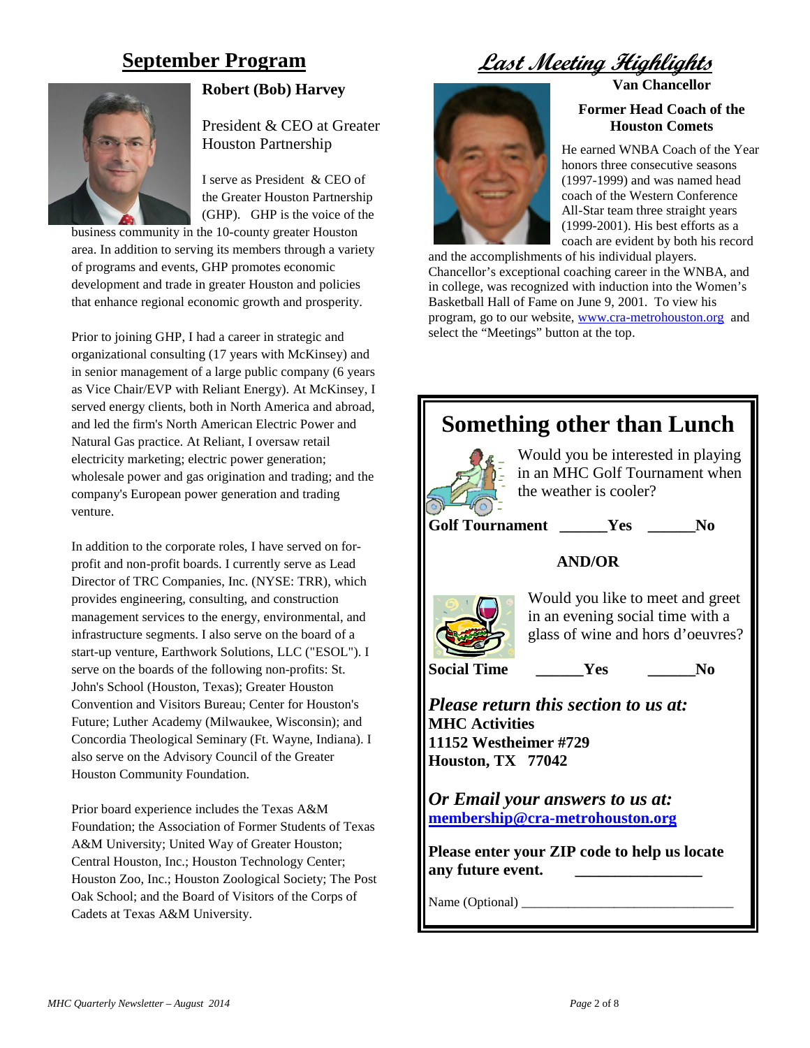## September Program

**Robert (Bob) Harvey**

President & CEO at Greater Houston Partnership

I serve as President & CEO of the Greater Houston Partnership (GHP). GHP is the voice of the business community in the 10-county greater Houston area. In addition to serving its members through a variety of programs and events, GHP promotes economic development and trade in greater Houston and policies that enhance regional economic growth and prosperity.

Prior to joining GHP, I had a career in strategic and organizational consulting (17 years with McKinsey) and in senior management of a large public company (6 years as Vice Chair/EVP with Reliant Energy). At McKinsey, I served energy clients, both in North America and abroad, and led the firm's North American Electric Power and Natural Gas practice. At Reliant, I oversaw retail electricity marketing; electric power generation; wholesale power and gas origination and trading; and the company's European power generation and trading venture.

In addition to the corporate roles, I have served on for-profit and non-profit boards. I currently serve as Lead Director of TRC Companies, Inc. (NYSE: TRR), which provides engineering, consulting, and construction management services to the energy, environmental, and infrastructure segments. I also serve on the board of a start-up venture, Earthwork Solutions, LLC ("ESOL"). I serve on the boards of the following non-profits: St. John's School (Houston, Texas); Greater Houston Convention and Visitors Bureau; Center for Houston's Future; Luther Academy (Milwaukee, Wisconsin); and Concordia Theological Seminary (Ft. Wayne, Indiana). I also serve on the Advisory Council of the Greater Houston Community Foundation.

Prior board experience includes the Texas A&M Foundation; the Association of Former Students of Texas A&M University; United Way of Greater Houston; Central Houston, Inc.; Houston Technology Center; Houston Zoo, Inc.; Houston Zoological Society; The Post Oak School; and the Board of Visitors of the Corps of Cadets at Texas A&M University.

## Last Meeting Highlights

**Van Chancellor**

**Former Head Coach of the Houston Comets**

He earned WNBA Coach of the Year honors three consecutive seasons (1997-1999) and was named head coach of the Western Conference All-Star team three straight years (1999-2001). His best efforts as a coach are evident by both his record and the accomplishments of his individual players. Chancellor's exceptional coaching career in the WNBA, and in college, was recognized with induction into the Women's Basketball Hall of Fame on June 9, 2001. To view his program, go to our website, www.cra-metrohouston.org and select the "Meetings" button at the top.

## Something other than Lunch

Would you be interested in playing in an MHC Golf Tournament when the weather is cooler?

**Golf Tournament ______Yes ______No**

**AND/OR**

Would you like to meet and greet in an evening social time with a glass of wine and hors d'oeuvres?

**Social Time ______Yes ______No**

***Please return this section to us at:***
**MHC Activities**
**11152 Westheimer #729**
**Houston, TX 77042**

***Or Email your answers to us at:***
**membership@cra-metrohouston.org**

**Please enter your ZIP code to help us locate any future event. ________________**

Name (Optional) ________________________________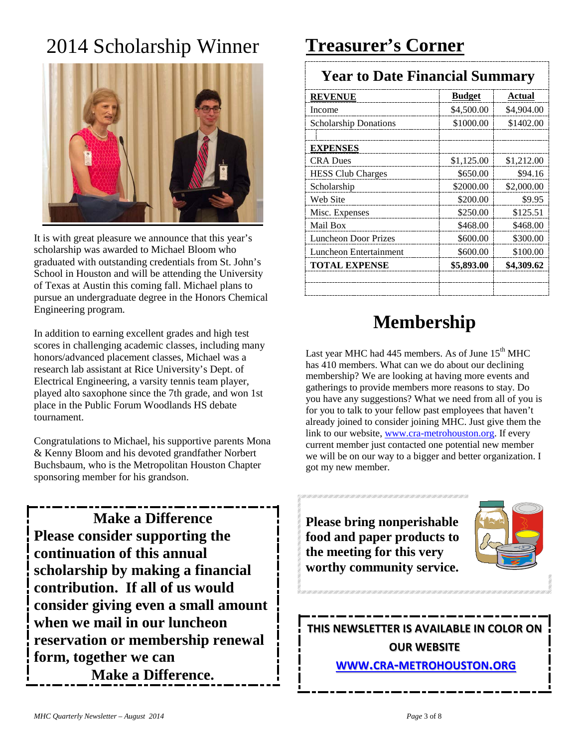# 2014 Scholarship Winner

It is with great pleasure we announce that this year's scholarship was awarded to Michael Bloom who graduated with outstanding credentials from St. John's School in Houston and will be attending the University of Texas at Austin this coming fall. Michael plans to pursue an undergraduate degree in the Honors Chemical Engineering program.

In addition to earning excellent grades and high test scores in challenging academic classes, including many honors/advanced placement classes, Michael was a research lab assistant at Rice University's Dept. of Electrical Engineering, a varsity tennis team player, played alto saxophone since the 7th grade, and won 1st place in the Public Forum Woodlands HS debate tournament.

Congratulations to Michael, his supportive parents Mona & Kenny Bloom and his devoted grandfather Norbert Buchsbaum, who is the Metropolitan Houston Chapter sponsoring member for his grandson.

**Make a Difference**
**Please consider supporting the continuation of this annual scholarship by making a financial contribution. If all of us would consider giving even a small amount when we mail in our luncheon reservation or membership renewal form, together we can Make a Difference.**

# Treasurer's Corner

## Year to Date Financial Summary

| REVENUE | Budget | Actual |
|---|---|---|
| Income | $4,500.00 | $4,904.00 |
| Scholarship Donations | $1000.00 | $1402.00 |
| | | |
| **EXPENSES** | | |
| CRA Dues | $1,125.00 | $1,212.00 |
| HESS Club Charges | $650.00 | $94.16 |
| Scholarship | $2000.00 | $2,000.00 |
| Web Site | $200.00 | $9.95 |
| Misc. Expenses | $250.00 | $125.51 |
| Mail Box | $468.00 | $468.00 |
| Luncheon Door Prizes | $600.00 | $300.00 |
| Luncheon Entertainment | $600.00 | $100.00 |
| **TOTAL EXPENSE** | **$5,893.00** | **$4,309.62** |

# Membership

Last year MHC had 445 members. As of June 15th MHC has 410 members. What can we do about our declining membership? We are looking at having more events and gatherings to provide members more reasons to stay. Do you have any suggestions? What we need from all of you is for you to talk to your fellow past employees that haven't already joined to consider joining MHC. Just give them the link to our website, www.cra-metrohouston.org. If every current member just contacted one potential new member we will be on our way to a bigger and better organization. I got my new member.

**Please bring nonperishable food and paper products to the meeting for this very worthy community service.**

**THIS NEWSLETTER IS AVAILABLE IN COLOR ON OUR WEBSITE**

**WWW.CRA-METROHOUSTON.ORG**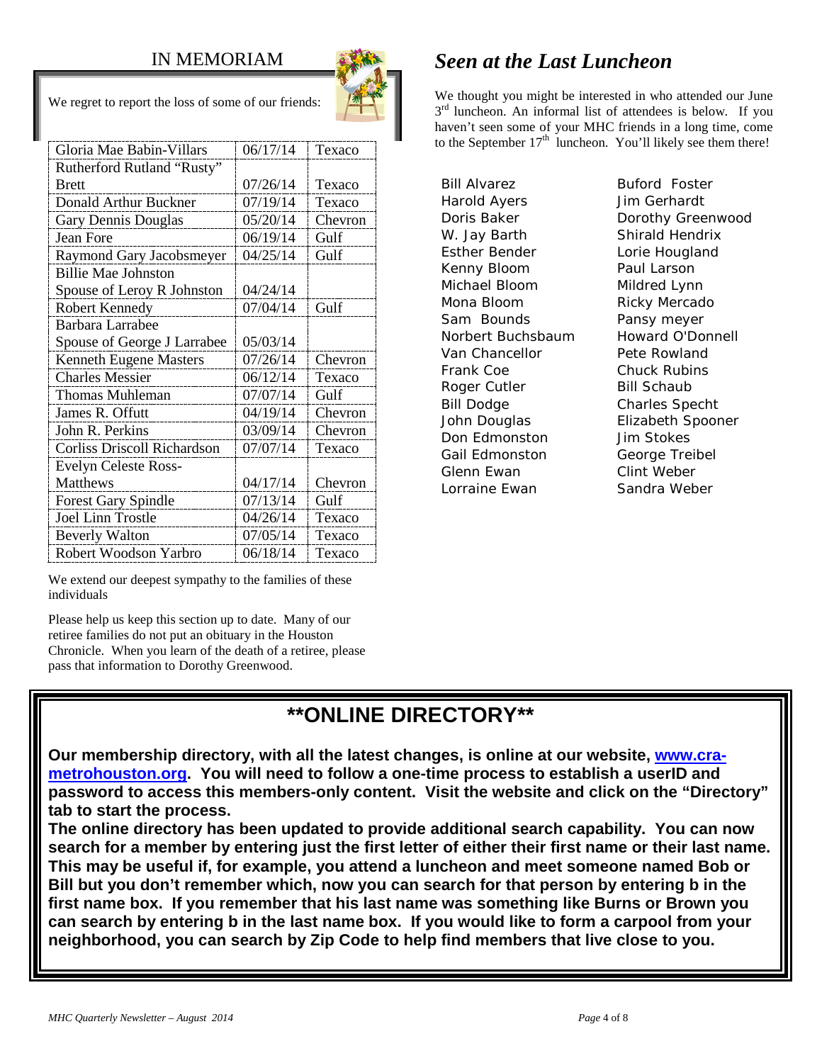## IN MEMORIAM

We regret to report the loss of some of our friends:

| Name | Date | Company |
|---|---|---|
| Gloria Mae Babin-Villars | 06/17/14 | Texaco |
| Rutherford Rutland "Rusty" Brett | 07/26/14 | Texaco |
| Donald Arthur Buckner | 07/19/14 | Texaco |
| Gary Dennis Douglas | 05/20/14 | Chevron |
| Jean Fore | 06/19/14 | Gulf |
| Raymond Gary Jacobsmeyer | 04/25/14 | Gulf |
| Billie Mae Johnston Spouse of Leroy R Johnston | 04/24/14 | |
| Robert Kennedy | 07/04/14 | Gulf |
| Barbara Larrabee Spouse of George J Larrabee | 05/03/14 | |
| Kenneth Eugene Masters | 07/26/14 | Chevron |
| Charles Messier | 06/12/14 | Texaco |
| Thomas Muhleman | 07/07/14 | Gulf |
| James R. Offutt | 04/19/14 | Chevron |
| John R. Perkins | 03/09/14 | Chevron |
| Corliss Driscoll Richardson | 07/07/14 | Texaco |
| Evelyn Celeste Ross-Matthews | 04/17/14 | Chevron |
| Forest Gary Spindle | 07/13/14 | Gulf |
| Joel Linn Trostle | 04/26/14 | Texaco |
| Beverly Walton | 07/05/14 | Texaco |
| Robert Woodson Yarbro | 06/18/14 | Texaco |

We extend our deepest sympathy to the families of these individuals

Please help us keep this section up to date. Many of our retiree families do not put an obituary in the Houston Chronicle. When you learn of the death of a retiree, please pass that information to Dorothy Greenwood.

## *Seen at the Last Luncheon*

We thought you might be interested in who attended our June 3rd luncheon. An informal list of attendees is below. If you haven't seen some of your MHC friends in a long time, come to the September 17th luncheon. You'll likely see them there!

Bill Alvarez
Harold Ayers
Doris Baker
W. Jay Barth
Esther Bender
Kenny Bloom
Michael Bloom
Mona Bloom
Sam Bounds
Norbert Buchsbaum
Van Chancellor
Frank Coe
Roger Cutler
Bill Dodge
John Douglas
Don Edmonston
Gail Edmonston
Glenn Ewan
Lorraine Ewan
Buford Foster
Jim Gerhardt
Dorothy Greenwood
Shirald Hendrix
Lorie Hougland
Paul Larson
Mildred Lynn
Ricky Mercado
Pansy meyer
Howard O'Donnell
Pete Rowland
Chuck Rubins
Bill Schaub
Charles Specht
Elizabeth Spooner
Jim Stokes
George Treibel
Clint Weber
Sandra Weber

## **\*\*ONLINE DIRECTORY\*\***

**Our membership directory, with all the latest changes, is online at our website, [www.cra-metrohouston.org](http://www.cra-metrohouston.org). You will need to follow a one-time process to establish a userID and password to access this members-only content. Visit the website and click on the "Directory" tab to start the process.**

**The online directory has been updated to provide additional search capability. You can now search for a member by entering just the first letter of either their first name or their last name. This may be useful if, for example, you attend a luncheon and meet someone named Bob or Bill but you don't remember which, now you can search for that person by entering b in the first name box. If you remember that his last name was something like Burns or Brown you can search by entering b in the last name box. If you would like to form a carpool from your neighborhood, you can search by Zip Code to help find members that live close to you.**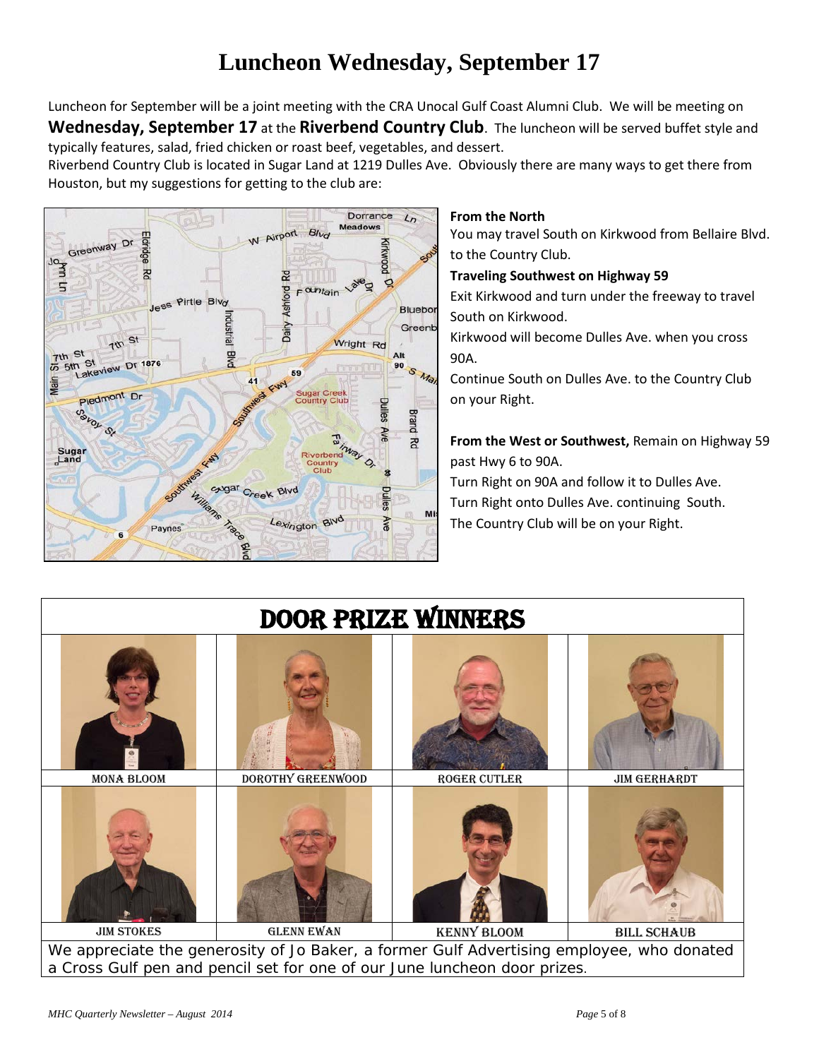# Luncheon Wednesday, September 17

Luncheon for September will be a joint meeting with the CRA Unocal Gulf Coast Alumni Club. We will be meeting on **Wednesday, September 17** at the **Riverbend Country Club**. The luncheon will be served buffet style and typically features, salad, fried chicken or roast beef, vegetables, and dessert.

Riverbend Country Club is located in Sugar Land at 1219 Dulles Ave. Obviously there are many ways to get there from Houston, but my suggestions for getting to the club are:

**From the North**

You may travel South on Kirkwood from Bellaire Blvd. to the Country Club.

**Traveling Southwest on Highway 59**

Exit Kirkwood and turn under the freeway to travel South on Kirkwood.

Kirkwood will become Dulles Ave. when you cross 90A.

Continue South on Dulles Ave. to the Country Club on your Right.

**From the West or Southwest,** Remain on Highway 59 past Hwy 6 to 90A.

Turn Right on 90A and follow it to Dulles Ave.

Turn Right onto Dulles Ave. continuing South.

The Country Club will be on your Right.

## DOOR PRIZE WINNERS

| | | | |
|---|---|---|---|
| MONA BLOOM | DOROTHY GREENWOOD | ROGER CUTLER | JIM GERHARDT |
| JIM STOKES | GLENN EWAN | KENNY BLOOM | BILL SCHAUB |

We appreciate the generosity of Jo Baker, a former Gulf Advertising employee, who donated a Cross Gulf pen and pencil set for one of our June luncheon door prizes.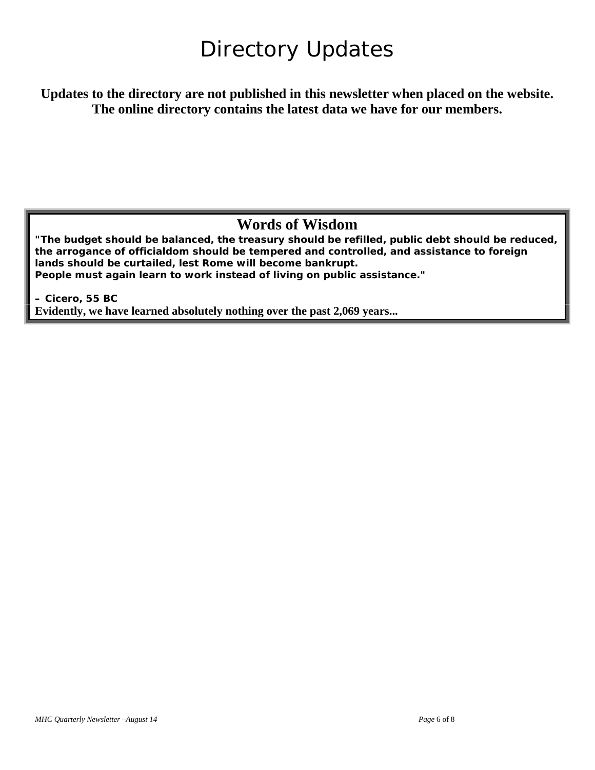# Directory Updates

**Updates to the directory are not published in this newsletter when placed on the website. The online directory contains the latest data we have for our members.**

## Words of Wisdom

**"The budget should be balanced, the treasury should be refilled, public debt should be reduced, the arrogance of officialdom should be tempered and controlled, and assistance to foreign lands should be curtailed, lest Rome will become bankrupt.**
**People must again learn to work instead of living on public assistance."**

**– Cicero, 55 BC**

**Evidently, we have learned absolutely nothing over the past 2,069 years...**